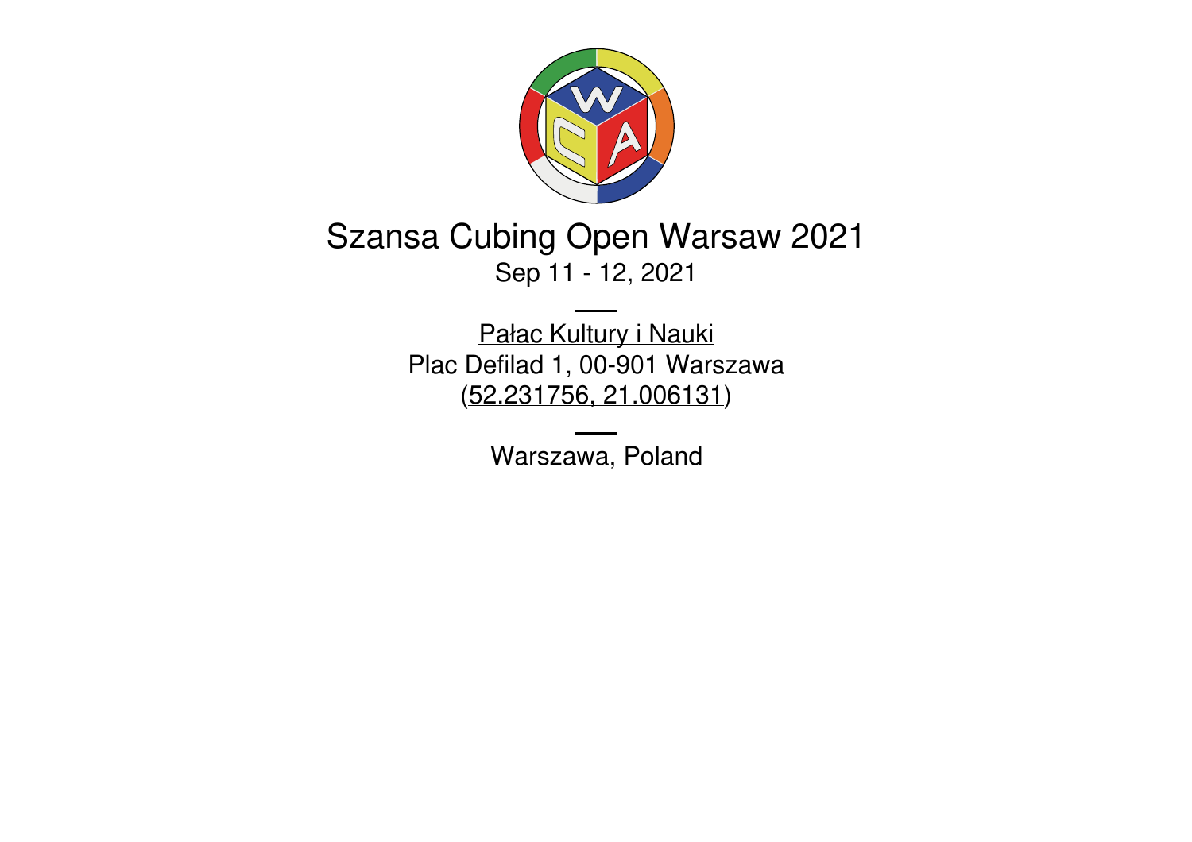# Szansa Cubing Open Warsaw 2021

Sep 11 - 12, 2021

Pałac Kultury i Nauki
Plac Defilad 1, 00-901 Warszawa
(52.231756, 21.006131)

Warszawa, Poland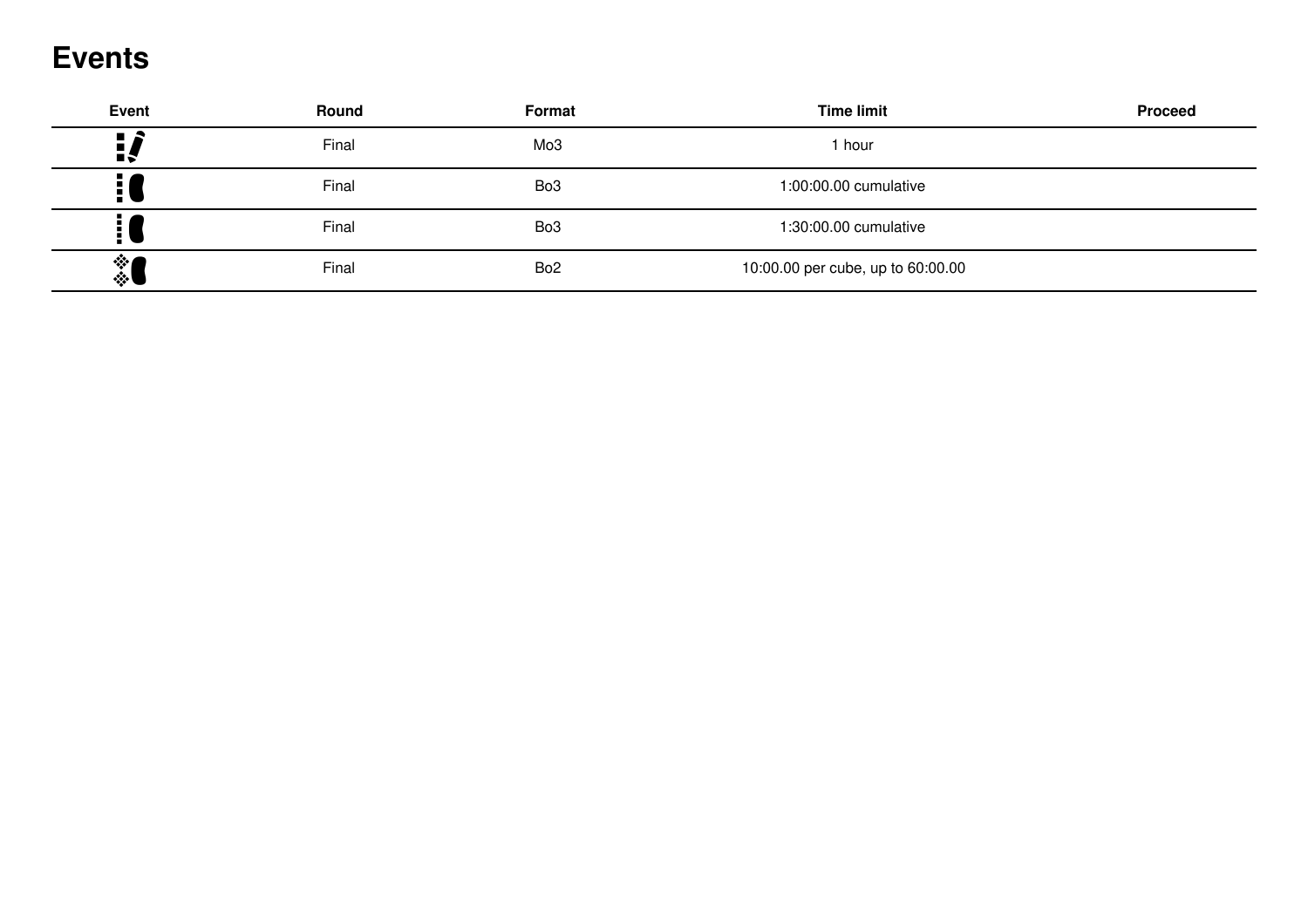# Events

| Event | Round | Format | Time limit | Proceed |
|---|---|---|---|---|
| | Final | Mo3 | 1 hour | |
| | Final | Bo3 | 1:00:00.00 cumulative | |
| | Final | Bo3 | 1:30:00.00 cumulative | |
| | Final | Bo2 | 10:00.00 per cube, up to 60:00.00 | |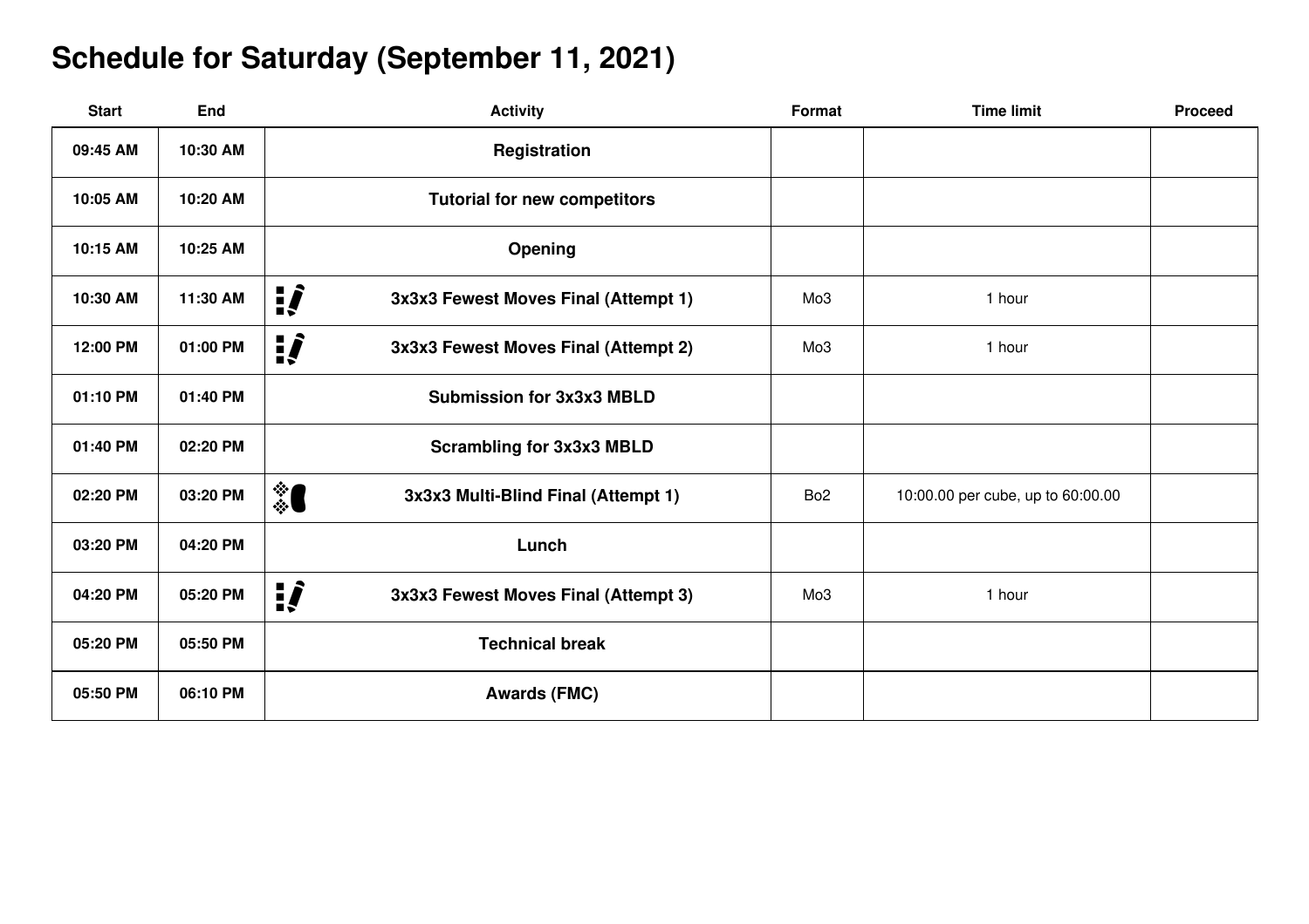# Schedule for Saturday (September 11, 2021)

| Start | End | Activity | Format | Time limit | Proceed |
|---|---|---|---|---|---|
| 09:45 AM | 10:30 AM | Registration | | | |
| 10:05 AM | 10:20 AM | Tutorial for new competitors | | | |
| 10:15 AM | 10:25 AM | Opening | | | |
| 10:30 AM | 11:30 AM | 3x3x3 Fewest Moves Final (Attempt 1) | Mo3 | 1 hour | |
| 12:00 PM | 01:00 PM | 3x3x3 Fewest Moves Final (Attempt 2) | Mo3 | 1 hour | |
| 01:10 PM | 01:40 PM | Submission for 3x3x3 MBLD | | | |
| 01:40 PM | 02:20 PM | Scrambling for 3x3x3 MBLD | | | |
| 02:20 PM | 03:20 PM | 3x3x3 Multi-Blind Final (Attempt 1) | Bo2 | 10:00.00 per cube, up to 60:00.00 | |
| 03:20 PM | 04:20 PM | Lunch | | | |
| 04:20 PM | 05:20 PM | 3x3x3 Fewest Moves Final (Attempt 3) | Mo3 | 1 hour | |
| 05:20 PM | 05:50 PM | Technical break | | | |
| 05:50 PM | 06:10 PM | Awards (FMC) | | | |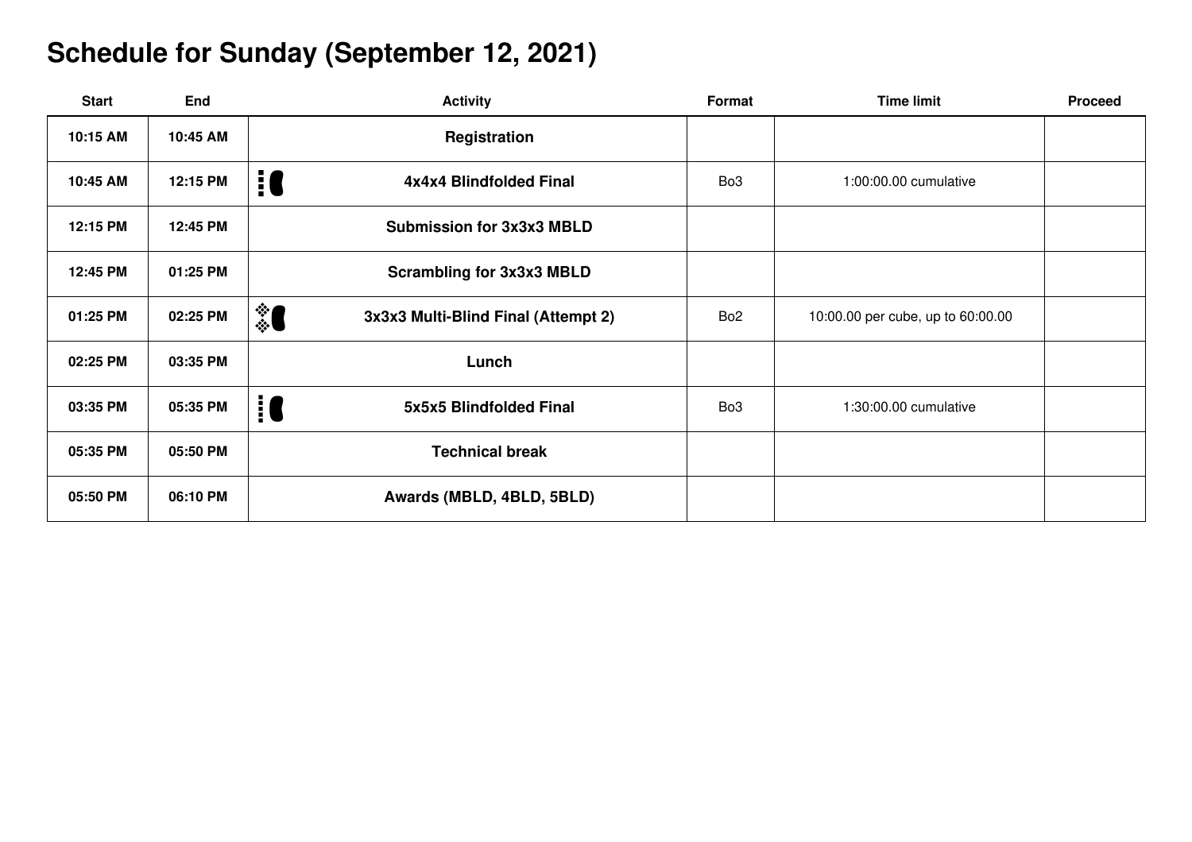# Schedule for Sunday (September 12, 2021)

| Start | End | Activity | Format | Time limit | Proceed |
|---|---|---|---|---|---|
| 10:15 AM | 10:45 AM | Registration | | | |
| 10:45 AM | 12:15 PM | 4x4x4 Blindfolded Final | Bo3 | 1:00:00.00 cumulative | |
| 12:15 PM | 12:45 PM | Submission for 3x3x3 MBLD | | | |
| 12:45 PM | 01:25 PM | Scrambling for 3x3x3 MBLD | | | |
| 01:25 PM | 02:25 PM | 3x3x3 Multi-Blind Final (Attempt 2) | Bo2 | 10:00.00 per cube, up to 60:00.00 | |
| 02:25 PM | 03:35 PM | Lunch | | | |
| 03:35 PM | 05:35 PM | 5x5x5 Blindfolded Final | Bo3 | 1:30:00.00 cumulative | |
| 05:35 PM | 05:50 PM | Technical break | | | |
| 05:50 PM | 06:10 PM | Awards (MBLD, 4BLD, 5BLD) | | | |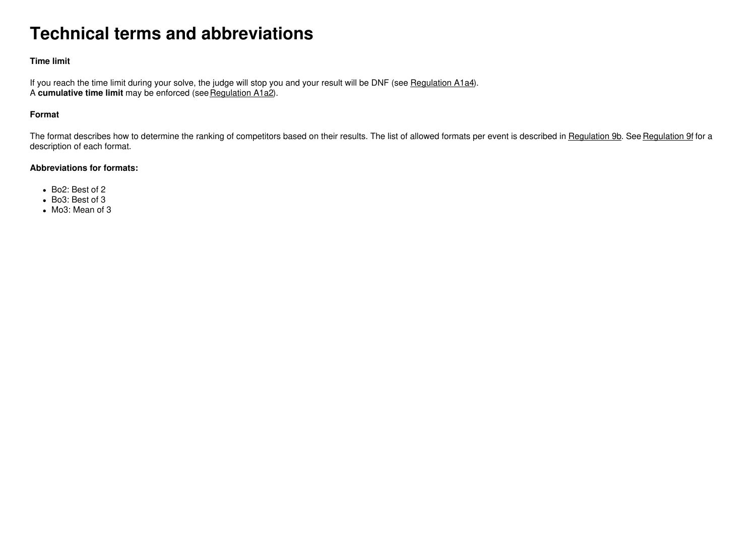# Technical terms and abbreviations

**Time limit**

If you reach the time limit during your solve, the judge will stop you and your result will be DNF (see Regulation A1a4).
A **cumulative time limit** may be enforced (see Regulation A1a2).

**Format**

The format describes how to determine the ranking of competitors based on their results. The list of allowed formats per event is described in Regulation 9b. See Regulation 9f for a description of each format.

**Abbreviations for formats:**

- Bo2: Best of 2
- Bo3: Best of 3
- Mo3: Mean of 3